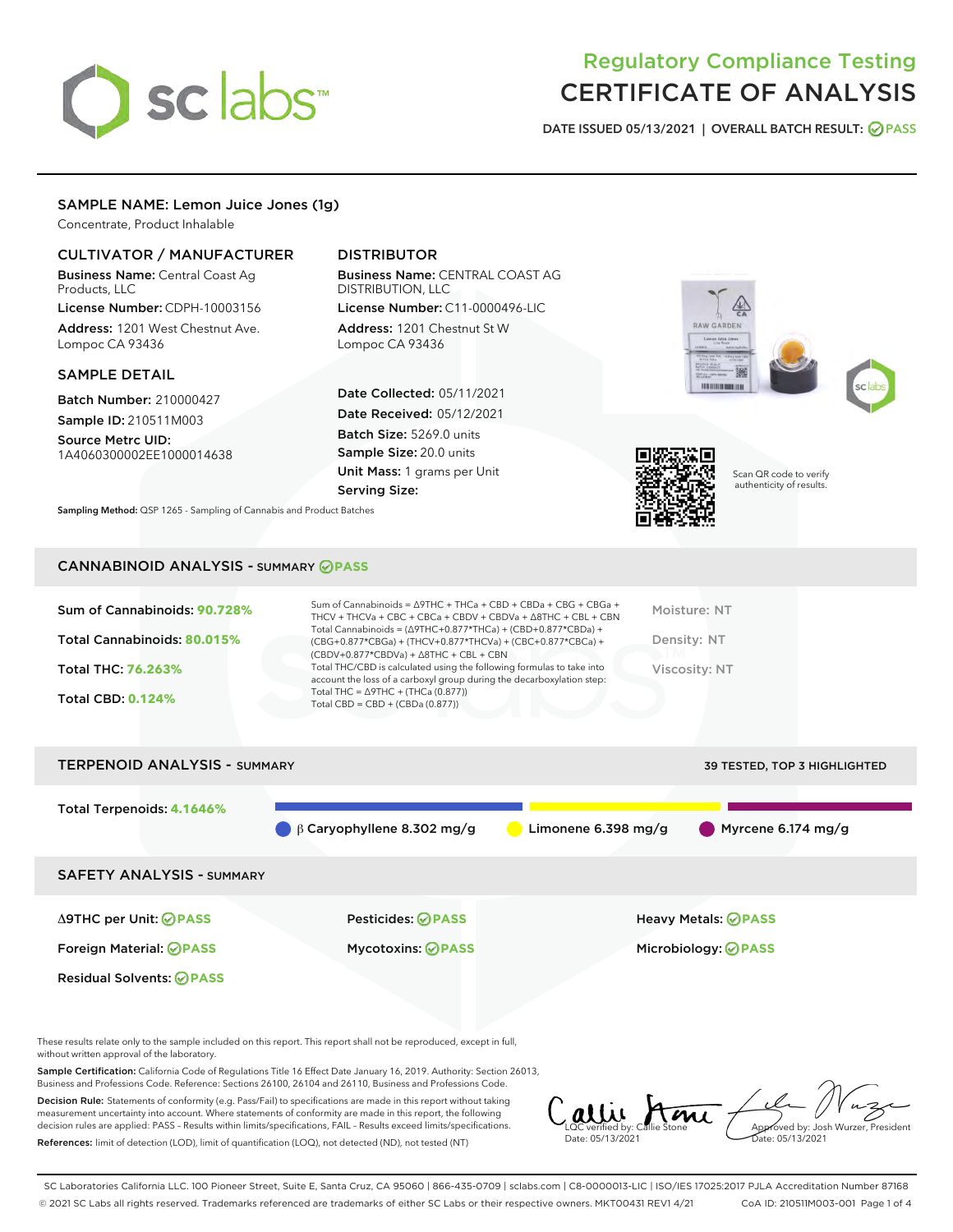# Regulatory Compliance Testing
# CERTIFICATE OF ANALYSIS

DATE ISSUED 05/13/2021 | OVERALL BATCH RESULT: PASS

## SAMPLE NAME: Lemon Juice Jones (1g)

Concentrate, Product Inhalable

### CULTIVATOR / MANUFACTURER

**Business Name:** Central Coast Ag Products, LLC
**License Number:** CDPH-10003156
**Address:** 1201 West Chestnut Ave. Lompoc CA 93436

### DISTRIBUTOR

**Business Name:** CENTRAL COAST AG DISTRIBUTION, LLC
**License Number:** C11-0000496-LIC
**Address:** 1201 Chestnut St W Lompoc CA 93436

### SAMPLE DETAIL

**Batch Number:** 210000427
**Sample ID:** 210511M003
**Source Metrc UID:** 1A4060300002EE1000014638

**Date Collected:** 05/11/2021
**Date Received:** 05/12/2021
**Batch Size:** 5269.0 units
**Sample Size:** 20.0 units
**Unit Mass:** 1 grams per Unit
**Serving Size:**

Scan QR code to verify authenticity of results.

**Sampling Method:** QSP 1265 - Sampling of Cannabis and Product Batches

## CANNABINOID ANALYSIS - SUMMARY PASS

Sum of Cannabinoids: **90.728%**
Total Cannabinoids: **80.015%**
Total THC: **76.263%**
Total CBD: **0.124%**

Sum of Cannabinoids = Δ9THC + THCa + CBD + CBDa + CBG + CBGa + THCV + THCVa + CBC + CBCa + CBDV + CBDVa + Δ8THC + CBL + CBN
Total Cannabinoids = (Δ9THC+0.877*THCa) + (CBD+0.877*CBDa) + (CBG+0.877*CBGa) + (THCV+0.877*THCVa) + (CBC+0.877*CBCa) + (CBDV+0.877*CBDVa) + Δ8THC + CBL + CBN
Total THC/CBD is calculated using the following formulas to take into account the loss of a carboxyl group during the decarboxylation step:
Total THC = Δ9THC + (THCa (0.877))
Total CBD = CBD + (CBDa (0.877))

Moisture: NT
Density: NT
Viscosity: NT

## TERPENOID ANALYSIS - SUMMARY

39 TESTED, TOP 3 HIGHLIGHTED

Total Terpenoids: **4.1646%**

β Caryophyllene 8.302 mg/g | Limonene 6.398 mg/g | Myrcene 6.174 mg/g

## SAFETY ANALYSIS - SUMMARY

| | | |
|---|---|---|
| Δ9THC per Unit: PASS | Pesticides: PASS | Heavy Metals: PASS |
| Foreign Material: PASS | Mycotoxins: PASS | Microbiology: PASS |
| Residual Solvents: PASS | | |

These results relate only to the sample included on this report. This report shall not be reproduced, except in full, without written approval of the laboratory.

**Sample Certification:** California Code of Regulations Title 16 Effect Date January 16, 2019. Authority: Section 26013, Business and Professions Code. Reference: Sections 26100, 26104 and 26110, Business and Professions Code.

**Decision Rule:** Statements of conformity (e.g. Pass/Fail) to specifications are made in this report without taking measurement uncertainty into account. Where statements of conformity are made in this report, the following decision rules are applied: PASS - Results within limits/specifications, FAIL - Results exceed limits/specifications.

**References:** limit of detection (LOD), limit of quantification (LOQ), not detected (ND), not tested (NT)

LQC verified by: Callie Stone
Date: 05/13/2021

Approved by: Josh Wurzer, President
Date: 05/13/2021

SC Laboratories California LLC. 100 Pioneer Street, Suite E, Santa Cruz, CA 95060 | 866-435-0709 | sclabs.com | C8-0000013-LIC | ISO/IES 17025:2017 PJLA Accreditation Number 87168
© 2021 SC Labs all rights reserved. Trademarks referenced are trademarks of either SC Labs or their respective owners. MKT00431 REV1 4/21 CoA ID: 210511M003-001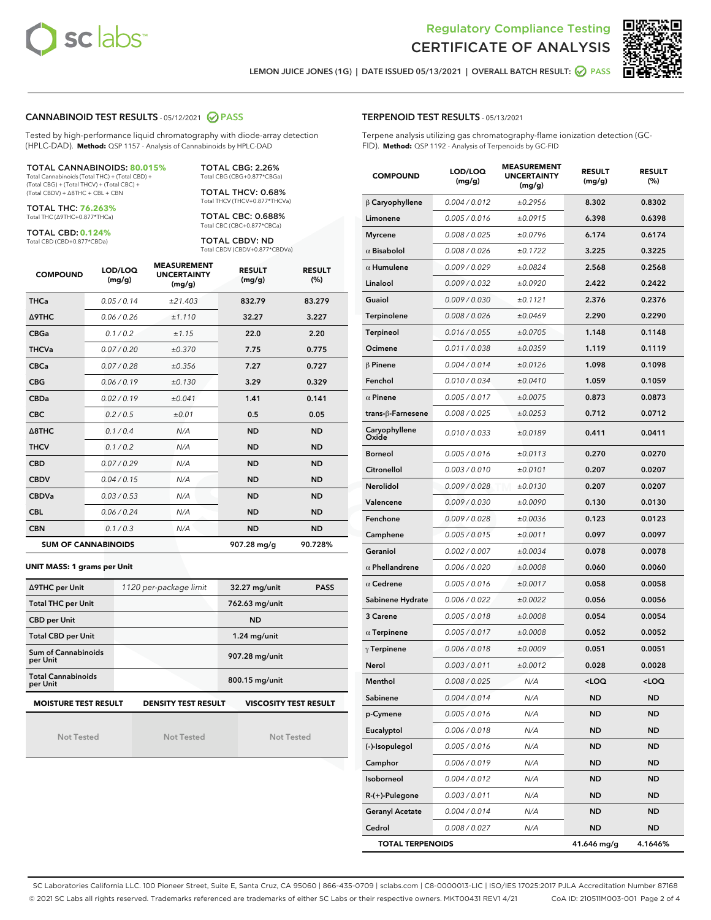# Regulatory Compliance Testing
# CERTIFICATE OF ANALYSIS

LEMON JUICE JONES (1G) | DATE ISSUED 05/13/2021 | OVERALL BATCH RESULT: PASS

## CANNABINOID TEST RESULTS - 05/12/2021 PASS

Tested by high-performance liquid chromatography with diode-array detection (HPLC-DAD). **Method:** QSP 1157 - Analysis of Cannabinoids by HPLC-DAD

**TOTAL CANNABINOIDS: 80.015%**
Total Cannabinoids (Total THC) + (Total CBD) + (Total CBG) + (Total THCV) + (Total CBC) + (Total CBDV) + Δ8THC + CBL + CBN

**TOTAL THC: 76.263%**
Total THC (Δ9THC+0.877*THCa)

**TOTAL CBD: 0.124%**
Total CBD (CBD+0.877*CBDa)

**TOTAL CBG: 2.26%**
Total CBG (CBG+0.877*CBGa)

**TOTAL THCV: 0.68%**
Total THCV (THCV+0.877*THCVa)

**TOTAL CBC: 0.688%**
Total CBC (CBC+0.877*CBCa)

**TOTAL CBDV: ND**
Total CBDV (CBDV+0.877*CBDVa)

| COMPOUND | LOD/LOQ (mg/g) | MEASUREMENT UNCERTAINTY (mg/g) | RESULT (mg/g) | RESULT (%) |
|---|---|---|---|---|
| THCa | 0.05 / 0.14 | ±21.403 | 832.79 | 83.279 |
| Δ9THC | 0.06 / 0.26 | ±1.110 | 32.27 | 3.227 |
| CBGa | 0.1 / 0.2 | ±1.15 | 22.0 | 2.20 |
| THCVa | 0.07 / 0.20 | ±0.370 | 7.75 | 0.775 |
| CBCa | 0.07 / 0.28 | ±0.356 | 7.27 | 0.727 |
| CBG | 0.06 / 0.19 | ±0.130 | 3.29 | 0.329 |
| CBDa | 0.02 / 0.19 | ±0.041 | 1.41 | 0.141 |
| CBC | 0.2 / 0.5 | ±0.01 | 0.5 | 0.05 |
| Δ8THC | 0.1 / 0.4 | N/A | ND | ND |
| THCV | 0.1 / 0.2 | N/A | ND | ND |
| CBD | 0.07 / 0.29 | N/A | ND | ND |
| CBDV | 0.04 / 0.15 | N/A | ND | ND |
| CBDVa | 0.03 / 0.53 | N/A | ND | ND |
| CBL | 0.06 / 0.24 | N/A | ND | ND |
| CBN | 0.1 / 0.3 | N/A | ND | ND |
| **SUM OF CANNABINOIDS** | | | **907.28 mg/g** | **90.728%** |

**UNIT MASS: 1 grams per Unit**

| | | | |
|---|---|---|---|
| Δ9THC per Unit | 1120 per-package limit | 32.27 mg/unit | PASS |
| Total THC per Unit | | 762.63 mg/unit | |
| CBD per Unit | | ND | |
| Total CBD per Unit | | 1.24 mg/unit | |
| Sum of Cannabinoids per Unit | | 907.28 mg/unit | |
| Total Cannabinoids per Unit | | 800.15 mg/unit | |

| MOISTURE TEST RESULT | DENSITY TEST RESULT | VISCOSITY TEST RESULT |
|---|---|---|
| Not Tested | Not Tested | Not Tested |

## TERPENOID TEST RESULTS - 05/13/2021

Terpene analysis utilizing gas chromatography-flame ionization detection (GC-FID). **Method:** QSP 1192 - Analysis of Terpenoids by GC-FID

| COMPOUND | LOD/LOQ (mg/g) | MEASUREMENT UNCERTAINTY (mg/g) | RESULT (mg/g) | RESULT (%) |
|---|---|---|---|---|
| β Caryophyllene | 0.004 / 0.012 | ±0.2956 | 8.302 | 0.8302 |
| Limonene | 0.005 / 0.016 | ±0.0915 | 6.398 | 0.6398 |
| Myrcene | 0.008 / 0.025 | ±0.0796 | 6.174 | 0.6174 |
| α Bisabolol | 0.008 / 0.026 | ±0.1722 | 3.225 | 0.3225 |
| α Humulene | 0.009 / 0.029 | ±0.0824 | 2.568 | 0.2568 |
| Linalool | 0.009 / 0.032 | ±0.0920 | 2.422 | 0.2422 |
| Guaiol | 0.009 / 0.030 | ±0.1121 | 2.376 | 0.2376 |
| Terpinolene | 0.008 / 0.026 | ±0.0469 | 2.290 | 0.2290 |
| Terpineol | 0.016 / 0.055 | ±0.0705 | 1.148 | 0.1148 |
| Ocimene | 0.011 / 0.038 | ±0.0359 | 1.119 | 0.1119 |
| β Pinene | 0.004 / 0.014 | ±0.0126 | 1.098 | 0.1098 |
| Fenchol | 0.010 / 0.034 | ±0.0410 | 1.059 | 0.1059 |
| α Pinene | 0.005 / 0.017 | ±0.0075 | 0.873 | 0.0873 |
| trans-β-Farnesene | 0.008 / 0.025 | ±0.0253 | 0.712 | 0.0712 |
| Caryophyllene Oxide | 0.010 / 0.033 | ±0.0189 | 0.411 | 0.0411 |
| Borneol | 0.005 / 0.016 | ±0.0113 | 0.270 | 0.0270 |
| Citronellol | 0.003 / 0.010 | ±0.0101 | 0.207 | 0.0207 |
| Nerolidol | 0.009 / 0.028 | ±0.0130 | 0.207 | 0.0207 |
| Valencene | 0.009 / 0.030 | ±0.0090 | 0.130 | 0.0130 |
| Fenchone | 0.009 / 0.028 | ±0.0036 | 0.123 | 0.0123 |
| Camphene | 0.005 / 0.015 | ±0.0011 | 0.097 | 0.0097 |
| Geraniol | 0.002 / 0.007 | ±0.0034 | 0.078 | 0.0078 |
| α Phellandrene | 0.006 / 0.020 | ±0.0008 | 0.060 | 0.0060 |
| α Cedrene | 0.005 / 0.016 | ±0.0017 | 0.058 | 0.0058 |
| Sabinene Hydrate | 0.006 / 0.022 | ±0.0022 | 0.056 | 0.0056 |
| 3 Carene | 0.005 / 0.018 | ±0.0008 | 0.054 | 0.0054 |
| α Terpinene | 0.005 / 0.017 | ±0.0008 | 0.052 | 0.0052 |
| γ Terpinene | 0.006 / 0.018 | ±0.0009 | 0.051 | 0.0051 |
| Nerol | 0.003 / 0.011 | ±0.0012 | 0.028 | 0.0028 |
| Menthol | 0.008 / 0.025 | N/A | <LOQ | <LOQ |
| Sabinene | 0.004 / 0.014 | N/A | ND | ND |
| p-Cymene | 0.005 / 0.016 | N/A | ND | ND |
| Eucalyptol | 0.006 / 0.018 | N/A | ND | ND |
| (-)-Isopulegol | 0.005 / 0.016 | N/A | ND | ND |
| Camphor | 0.006 / 0.019 | N/A | ND | ND |
| Isoborneol | 0.004 / 0.012 | N/A | ND | ND |
| R-(+)-Pulegone | 0.003 / 0.011 | N/A | ND | ND |
| Geranyl Acetate | 0.004 / 0.014 | N/A | ND | ND |
| Cedrol | 0.008 / 0.027 | N/A | ND | ND |
| **TOTAL TERPENOIDS** | | | **41.646 mg/g** | **4.1646%** |

SC Laboratories California LLC. 100 Pioneer Street, Suite E, Santa Cruz, CA 95060 | 866-435-0709 | sclabs.com | C8-0000013-LIC | ISO/IES 17025:2017 PJLA Accreditation Number 87168
© 2021 SC Labs all rights reserved. Trademarks referenced are trademarks of either SC Labs or their respective owners. MKT00431 REV1 4/21 CoA ID: 210511M003-001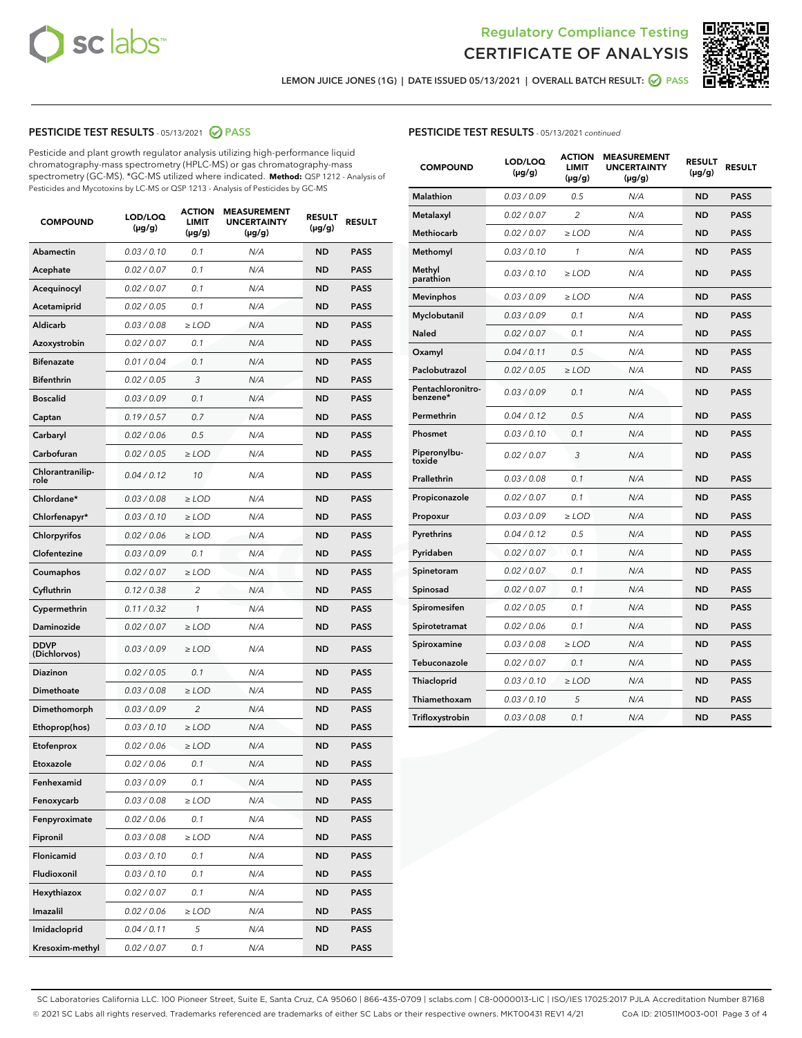Regulatory Compliance Testing

# CERTIFICATE OF ANALYSIS

LEMON JUICE JONES (1G) | DATE ISSUED 05/13/2021 | OVERALL BATCH RESULT: PASS

## PESTICIDE TEST RESULTS - 05/13/2021 PASS

Pesticide and plant growth regulator analysis utilizing high-performance liquid chromatography-mass spectrometry (HPLC-MS) or gas chromatography-mass spectrometry (GC-MS). *GC-MS utilized where indicated. **Method:** QSP 1212 - Analysis of Pesticides and Mycotoxins by LC-MS or QSP 1213 - Analysis of Pesticides by GC-MS

| COMPOUND | LOD/LOQ (µg/g) | ACTION LIMIT (µg/g) | MEASUREMENT UNCERTAINTY (µg/g) | RESULT (µg/g) | RESULT |
|---|---|---|---|---|---|
| Abamectin | 0.03 / 0.10 | 0.1 | N/A | ND | PASS |
| Acephate | 0.02 / 0.07 | 0.1 | N/A | ND | PASS |
| Acequinocyl | 0.02 / 0.07 | 0.1 | N/A | ND | PASS |
| Acetamiprid | 0.02 / 0.05 | 0.1 | N/A | ND | PASS |
| Aldicarb | 0.03 / 0.08 | ≥ LOD | N/A | ND | PASS |
| Azoxystrobin | 0.02 / 0.07 | 0.1 | N/A | ND | PASS |
| Bifenazate | 0.01 / 0.04 | 0.1 | N/A | ND | PASS |
| Bifenthrin | 0.02 / 0.05 | 3 | N/A | ND | PASS |
| Boscalid | 0.03 / 0.09 | 0.1 | N/A | ND | PASS |
| Captan | 0.19 / 0.57 | 0.7 | N/A | ND | PASS |
| Carbaryl | 0.02 / 0.06 | 0.5 | N/A | ND | PASS |
| Carbofuran | 0.02 / 0.05 | ≥ LOD | N/A | ND | PASS |
| Chlorantraniliprole | 0.04 / 0.12 | 10 | N/A | ND | PASS |
| Chlordane* | 0.03 / 0.08 | ≥ LOD | N/A | ND | PASS |
| Chlorfenapyr* | 0.03 / 0.10 | ≥ LOD | N/A | ND | PASS |
| Chlorpyrifos | 0.02 / 0.06 | ≥ LOD | N/A | ND | PASS |
| Clofentezine | 0.03 / 0.09 | 0.1 | N/A | ND | PASS |
| Coumaphos | 0.02 / 0.07 | ≥ LOD | N/A | ND | PASS |
| Cyfluthrin | 0.12 / 0.38 | 2 | N/A | ND | PASS |
| Cypermethrin | 0.11 / 0.32 | 1 | N/A | ND | PASS |
| Daminozide | 0.02 / 0.07 | ≥ LOD | N/A | ND | PASS |
| DDVP (Dichlorvos) | 0.03 / 0.09 | ≥ LOD | N/A | ND | PASS |
| Diazinon | 0.02 / 0.05 | 0.1 | N/A | ND | PASS |
| Dimethoate | 0.03 / 0.08 | ≥ LOD | N/A | ND | PASS |
| Dimethomorph | 0.03 / 0.09 | 2 | N/A | ND | PASS |
| Ethoprop(hos) | 0.03 / 0.10 | ≥ LOD | N/A | ND | PASS |
| Etofenprox | 0.02 / 0.06 | ≥ LOD | N/A | ND | PASS |
| Etoxazole | 0.02 / 0.06 | 0.1 | N/A | ND | PASS |
| Fenhexamid | 0.03 / 0.09 | 0.1 | N/A | ND | PASS |
| Fenoxycarb | 0.03 / 0.08 | ≥ LOD | N/A | ND | PASS |
| Fenpyroximate | 0.02 / 0.06 | 0.1 | N/A | ND | PASS |
| Fipronil | 0.03 / 0.08 | ≥ LOD | N/A | ND | PASS |
| Flonicamid | 0.03 / 0.10 | 0.1 | N/A | ND | PASS |
| Fludioxonil | 0.03 / 0.10 | 0.1 | N/A | ND | PASS |
| Hexythiazox | 0.02 / 0.07 | 0.1 | N/A | ND | PASS |
| Imazalil | 0.02 / 0.06 | ≥ LOD | N/A | ND | PASS |
| Imidacloprid | 0.04 / 0.11 | 5 | N/A | ND | PASS |
| Kresoxim-methyl | 0.02 / 0.07 | 0.1 | N/A | ND | PASS |
| Malathion | 0.03 / 0.09 | 0.5 | N/A | ND | PASS |
| Metalaxyl | 0.02 / 0.07 | 2 | N/A | ND | PASS |
| Methiocarb | 0.02 / 0.07 | ≥ LOD | N/A | ND | PASS |
| Methomyl | 0.03 / 0.10 | 1 | N/A | ND | PASS |
| Methyl parathion | 0.03 / 0.10 | ≥ LOD | N/A | ND | PASS |
| Mevinphos | 0.03 / 0.09 | ≥ LOD | N/A | ND | PASS |
| Myclobutanil | 0.03 / 0.09 | 0.1 | N/A | ND | PASS |
| Naled | 0.02 / 0.07 | 0.1 | N/A | ND | PASS |
| Oxamyl | 0.04 / 0.11 | 0.5 | N/A | ND | PASS |
| Paclobutrazol | 0.02 / 0.05 | ≥ LOD | N/A | ND | PASS |
| Pentachloronitrobenzene* | 0.03 / 0.09 | 0.1 | N/A | ND | PASS |
| Permethrin | 0.04 / 0.12 | 0.5 | N/A | ND | PASS |
| Phosmet | 0.03 / 0.10 | 0.1 | N/A | ND | PASS |
| Piperonylbutoxide | 0.02 / 0.07 | 3 | N/A | ND | PASS |
| Prallethrin | 0.03 / 0.08 | 0.1 | N/A | ND | PASS |
| Propiconazole | 0.02 / 0.07 | 0.1 | N/A | ND | PASS |
| Propoxur | 0.03 / 0.09 | ≥ LOD | N/A | ND | PASS |
| Pyrethrins | 0.04 / 0.12 | 0.5 | N/A | ND | PASS |
| Pyridaben | 0.02 / 0.07 | 0.1 | N/A | ND | PASS |
| Spinetoram | 0.02 / 0.07 | 0.1 | N/A | ND | PASS |
| Spinosad | 0.02 / 0.07 | 0.1 | N/A | ND | PASS |
| Spiromesifen | 0.02 / 0.05 | 0.1 | N/A | ND | PASS |
| Spirotetramat | 0.02 / 0.06 | 0.1 | N/A | ND | PASS |
| Spiroxamine | 0.03 / 0.08 | ≥ LOD | N/A | ND | PASS |
| Tebuconazole | 0.02 / 0.07 | 0.1 | N/A | ND | PASS |
| Thiacloprid | 0.03 / 0.10 | ≥ LOD | N/A | ND | PASS |
| Thiamethoxam | 0.03 / 0.10 | 5 | N/A | ND | PASS |
| Trifloxystrobin | 0.03 / 0.08 | 0.1 | N/A | ND | PASS |

SC Laboratories California LLC. 100 Pioneer Street, Suite E, Santa Cruz, CA 95060 | 866-435-0709 | sclabs.com | C8-0000013-LIC | ISO/IES 17025:2017 PJLA Accreditation Number 87168
© 2021 SC Labs all rights reserved. Trademarks referenced are trademarks of either SC Labs or their respective owners. MKT00431 REV1 4/21 CoA ID: 210511M003-001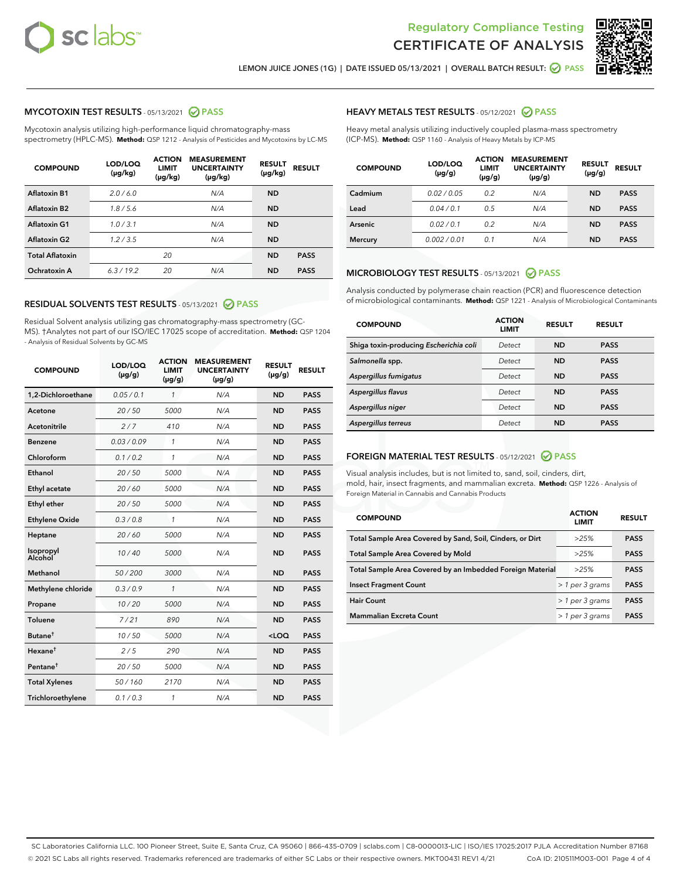Regulatory Compliance Testing
CERTIFICATE OF ANALYSIS

LEMON JUICE JONES (1G) | DATE ISSUED 05/13/2021 | OVERALL BATCH RESULT: PASS

## MYCOTOXIN TEST RESULTS - 05/13/2021 PASS

Mycotoxin analysis utilizing high-performance liquid chromatography-mass spectrometry (HPLC-MS). **Method:** QSP 1212 - Analysis of Pesticides and Mycotoxins by LC-MS

| COMPOUND | LOD/LOQ (µg/kg) | ACTION LIMIT (µg/kg) | MEASUREMENT UNCERTAINTY (µg/kg) | RESULT (µg/kg) | RESULT |
|---|---|---|---|---|---|
| Aflatoxin B1 | 2.0 / 6.0 | | N/A | ND | |
| Aflatoxin B2 | 1.8 / 5.6 | | N/A | ND | |
| Aflatoxin G1 | 1.0 / 3.1 | | N/A | ND | |
| Aflatoxin G2 | 1.2 / 3.5 | | N/A | ND | |
| Total Aflatoxin | | 20 | | ND | PASS |
| Ochratoxin A | 6.3 / 19.2 | 20 | N/A | ND | PASS |

## RESIDUAL SOLVENTS TEST RESULTS - 05/13/2021 PASS

Residual Solvent analysis utilizing gas chromatography-mass spectrometry (GC-MS). †Analytes not part of our ISO/IEC 17025 scope of accreditation. **Method:** QSP 1204 - Analysis of Residual Solvents by GC-MS

| COMPOUND | LOD/LOQ (µg/g) | ACTION LIMIT (µg/g) | MEASUREMENT UNCERTAINTY (µg/g) | RESULT (µg/g) | RESULT |
|---|---|---|---|---|---|
| 1,2-Dichloroethane | 0.05 / 0.1 | 1 | N/A | ND | PASS |
| Acetone | 20 / 50 | 5000 | N/A | ND | PASS |
| Acetonitrile | 2 / 7 | 410 | N/A | ND | PASS |
| Benzene | 0.03 / 0.09 | 1 | N/A | ND | PASS |
| Chloroform | 0.1 / 0.2 | 1 | N/A | ND | PASS |
| Ethanol | 20 / 50 | 5000 | N/A | ND | PASS |
| Ethyl acetate | 20 / 60 | 5000 | N/A | ND | PASS |
| Ethyl ether | 20 / 50 | 5000 | N/A | ND | PASS |
| Ethylene Oxide | 0.3 / 0.8 | 1 | N/A | ND | PASS |
| Heptane | 20 / 60 | 5000 | N/A | ND | PASS |
| Isopropyl Alcohol | 10 / 40 | 5000 | N/A | ND | PASS |
| Methanol | 50 / 200 | 3000 | N/A | ND | PASS |
| Methylene chloride | 0.3 / 0.9 | 1 | N/A | ND | PASS |
| Propane | 10 / 20 | 5000 | N/A | ND | PASS |
| Toluene | 7 / 21 | 890 | N/A | ND | PASS |
| Butane† | 10 / 50 | 5000 | N/A | <LOQ | PASS |
| Hexane† | 2 / 5 | 290 | N/A | ND | PASS |
| Pentane† | 20 / 50 | 5000 | N/A | ND | PASS |
| Total Xylenes | 50 / 160 | 2170 | N/A | ND | PASS |
| Trichloroethylene | 0.1 / 0.3 | 1 | N/A | ND | PASS |

## HEAVY METALS TEST RESULTS - 05/12/2021 PASS

Heavy metal analysis utilizing inductively coupled plasma-mass spectrometry (ICP-MS). **Method:** QSP 1160 - Analysis of Heavy Metals by ICP-MS

| COMPOUND | LOD/LOQ (µg/g) | ACTION LIMIT (µg/g) | MEASUREMENT UNCERTAINTY (µg/g) | RESULT (µg/g) | RESULT |
|---|---|---|---|---|---|
| Cadmium | 0.02 / 0.05 | 0.2 | N/A | ND | PASS |
| Lead | 0.04 / 0.1 | 0.5 | N/A | ND | PASS |
| Arsenic | 0.02 / 0.1 | 0.2 | N/A | ND | PASS |
| Mercury | 0.002 / 0.01 | 0.1 | N/A | ND | PASS |

## MICROBIOLOGY TEST RESULTS - 05/13/2021 PASS

Analysis conducted by polymerase chain reaction (PCR) and fluorescence detection of microbiological contaminants. **Method:** QSP 1221 - Analysis of Microbiological Contaminants

| COMPOUND | ACTION LIMIT | RESULT | RESULT |
|---|---|---|---|
| Shiga toxin-producing *Escherichia coli* | Detect | ND | PASS |
| *Salmonella* spp. | Detect | ND | PASS |
| *Aspergillus fumigatus* | Detect | ND | PASS |
| *Aspergillus flavus* | Detect | ND | PASS |
| *Aspergillus niger* | Detect | ND | PASS |
| *Aspergillus terreus* | Detect | ND | PASS |

## FOREIGN MATERIAL TEST RESULTS - 05/12/2021 PASS

Visual analysis includes, but is not limited to, sand, soil, cinders, dirt, mold, hair, insect fragments, and mammalian excreta. **Method:** QSP 1226 - Analysis of Foreign Material in Cannabis and Cannabis Products

| COMPOUND | ACTION LIMIT | RESULT |
|---|---|---|
| Total Sample Area Covered by Sand, Soil, Cinders, or Dirt | >25% | PASS |
| Total Sample Area Covered by Mold | >25% | PASS |
| Total Sample Area Covered by an Imbedded Foreign Material | >25% | PASS |
| Insect Fragment Count | > 1 per 3 grams | PASS |
| Hair Count | > 1 per 3 grams | PASS |
| Mammalian Excreta Count | > 1 per 3 grams | PASS |

SC Laboratories California LLC. 100 Pioneer Street, Suite E, Santa Cruz, CA 95060 | 866-435-0709 | sclabs.com | C8-0000013-LIC | ISO/IES 17025:2017 PJLA Accreditation Number 87168
© 2021 SC Labs all rights reserved. Trademarks referenced are trademarks of either SC Labs or their respective owners. MKT00431 REV1 4/21 CoA ID: 210511M003-001